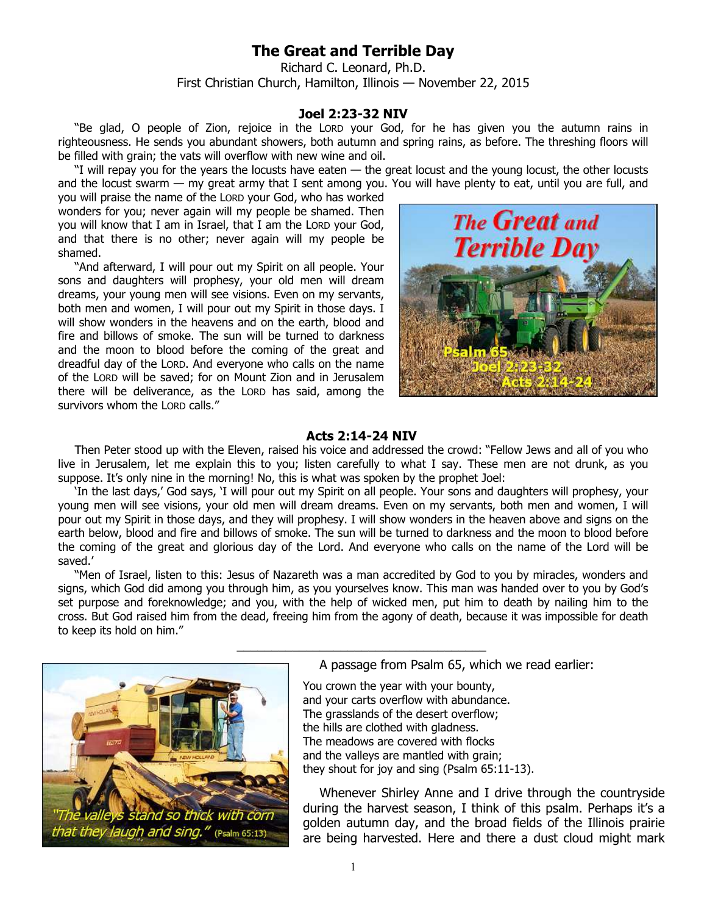# The Great and Terrible Day

Richard C. Leonard, Ph.D.
First Christian Church, Hamilton, Illinois — November 22, 2015

### Joel 2:23-32 NIV

"Be glad, O people of Zion, rejoice in the LORD your God, for he has given you the autumn rains in righteousness. He sends you abundant showers, both autumn and spring rains, as before. The threshing floors will be filled with grain; the vats will overflow with new wine and oil.

"I will repay you for the years the locusts have eaten — the great locust and the young locust, the other locusts and the locust swarm — my great army that I sent among you. You will have plenty to eat, until you are full, and you will praise the name of the LORD your God, who has worked wonders for you; never again will my people be shamed. Then you will know that I am in Israel, that I am the LORD your God, and that there is no other; never again will my people be shamed.

"And afterward, I will pour out my Spirit on all people. Your sons and daughters will prophesy, your old men will dream dreams, your young men will see visions. Even on my servants, both men and women, I will pour out my Spirit in those days. I will show wonders in the heavens and on the earth, blood and fire and billows of smoke. The sun will be turned to darkness and the moon to blood before the coming of the great and dreadful day of the LORD. And everyone who calls on the name of the LORD will be saved; for on Mount Zion and in Jerusalem there will be deliverance, as the LORD has said, among the survivors whom the LORD calls."

### Acts 2:14-24 NIV

Then Peter stood up with the Eleven, raised his voice and addressed the crowd: "Fellow Jews and all of you who live in Jerusalem, let me explain this to you; listen carefully to what I say. These men are not drunk, as you suppose. It's only nine in the morning! No, this is what was spoken by the prophet Joel:

'In the last days,' God says, 'I will pour out my Spirit on all people. Your sons and daughters will prophesy, your young men will see visions, your old men will dream dreams. Even on my servants, both men and women, I will pour out my Spirit in those days, and they will prophesy. I will show wonders in the heaven above and signs on the earth below, blood and fire and billows of smoke. The sun will be turned to darkness and the moon to blood before the coming of the great and glorious day of the Lord. And everyone who calls on the name of the Lord will be saved.'

"Men of Israel, listen to this: Jesus of Nazareth was a man accredited by God to you by miracles, wonders and signs, which God did among you through him, as you yourselves know. This man was handed over to you by God's set purpose and foreknowledge; and you, with the help of wicked men, put him to death by nailing him to the cross. But God raised him from the dead, freeing him from the agony of death, because it was impossible for death to keep its hold on him."

---

A passage from Psalm 65, which we read earlier:

You crown the year with your bounty,
and your carts overflow with abundance.
The grasslands of the desert overflow;
the hills are clothed with gladness.
The meadows are covered with flocks
and the valleys are mantled with grain;
they shout for joy and sing (Psalm 65:11-13).

Whenever Shirley Anne and I drive through the countryside during the harvest season, I think of this psalm. Perhaps it's a golden autumn day, and the broad fields of the Illinois prairie are being harvested. Here and there a dust cloud might mark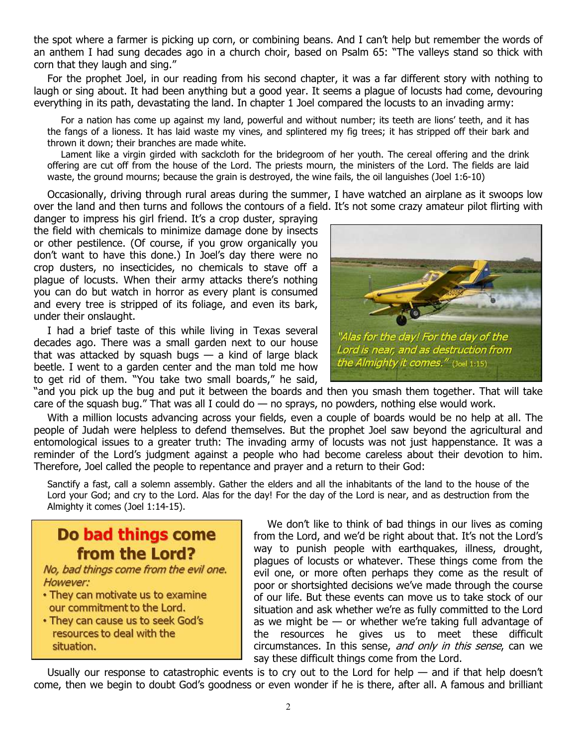the spot where a farmer is picking up corn, or combining beans. And I can't help but remember the words of an anthem I had sung decades ago in a church choir, based on Psalm 65: "The valleys stand so thick with corn that they laugh and sing."

For the prophet Joel, in our reading from his second chapter, it was a far different story with nothing to laugh or sing about. It had been anything but a good year. It seems a plague of locusts had come, devouring everything in its path, devastating the land. In chapter 1 Joel compared the locusts to an invading army:

> For a nation has come up against my land, powerful and without number; its teeth are lions' teeth, and it has the fangs of a lioness. It has laid waste my vines, and splintered my fig trees; it has stripped off their bark and thrown it down; their branches are made white.
>
> Lament like a virgin girded with sackcloth for the bridegroom of her youth. The cereal offering and the drink offering are cut off from the house of the Lord. The priests mourn, the ministers of the Lord. The fields are laid waste, the ground mourns; because the grain is destroyed, the wine fails, the oil languishes (Joel 1:6-10)

Occasionally, driving through rural areas during the summer, I have watched an airplane as it swoops low over the land and then turns and follows the contours of a field. It's not some crazy amateur pilot flirting with danger to impress his girl friend. It's a crop duster, spraying the field with chemicals to minimize damage done by insects or other pestilence. (Of course, if you grow organically you don't want to have this done.) In Joel's day there were no crop dusters, no insecticides, no chemicals to stave off a plague of locusts. When their army attacks there's nothing you can do but watch in horror as every plant is consumed and every tree is stripped of its foliage, and even its bark, under their onslaught.

*"Alas for the day! For the day of the Lord is near, and as destruction from the Almighty it comes."* (Joel 1:15)

I had a brief taste of this while living in Texas several decades ago. There was a small garden next to our house that was attacked by squash bugs — a kind of large black beetle. I went to a garden center and the man told me how to get rid of them. "You take two small boards," he said, "and you pick up the bug and put it between the boards and then you smash them together. That will take care of the squash bug." That was all I could do — no sprays, no powders, nothing else would work.

With a million locusts advancing across your fields, even a couple of boards would be no help at all. The people of Judah were helpless to defend themselves. But the prophet Joel saw beyond the agricultural and entomological issues to a greater truth: The invading army of locusts was not just happenstance. It was a reminder of the Lord's judgment against a people who had become careless about their devotion to him. Therefore, Joel called the people to repentance and prayer and a return to their God:

> Sanctify a fast, call a solemn assembly. Gather the elders and all the inhabitants of the land to the house of the Lord your God; and cry to the Lord. Alas for the day! For the day of the Lord is near, and as destruction from the Almighty it comes (Joel 1:14-15).

## Do bad things come from the Lord?

*No, bad things come from the evil one. However:*

- They can motivate us to examine our commitment to the Lord.
- They can cause us to seek God's resources to deal with the situation.

We don't like to think of bad things in our lives as coming from the Lord, and we'd be right about that. It's not the Lord's way to punish people with earthquakes, illness, drought, plagues of locusts or whatever. These things come from the evil one, or more often perhaps they come as the result of poor or shortsighted decisions we've made through the course of our life. But these events can move us to take stock of our situation and ask whether we're as fully committed to the Lord as we might be — or whether we're taking full advantage of the resources he gives us to meet these difficult circumstances. In this sense, *and only in this sense*, can we say these difficult things come from the Lord.

Usually our response to catastrophic events is to cry out to the Lord for help — and if that help doesn't come, then we begin to doubt God's goodness or even wonder if he is there, after all. A famous and brilliant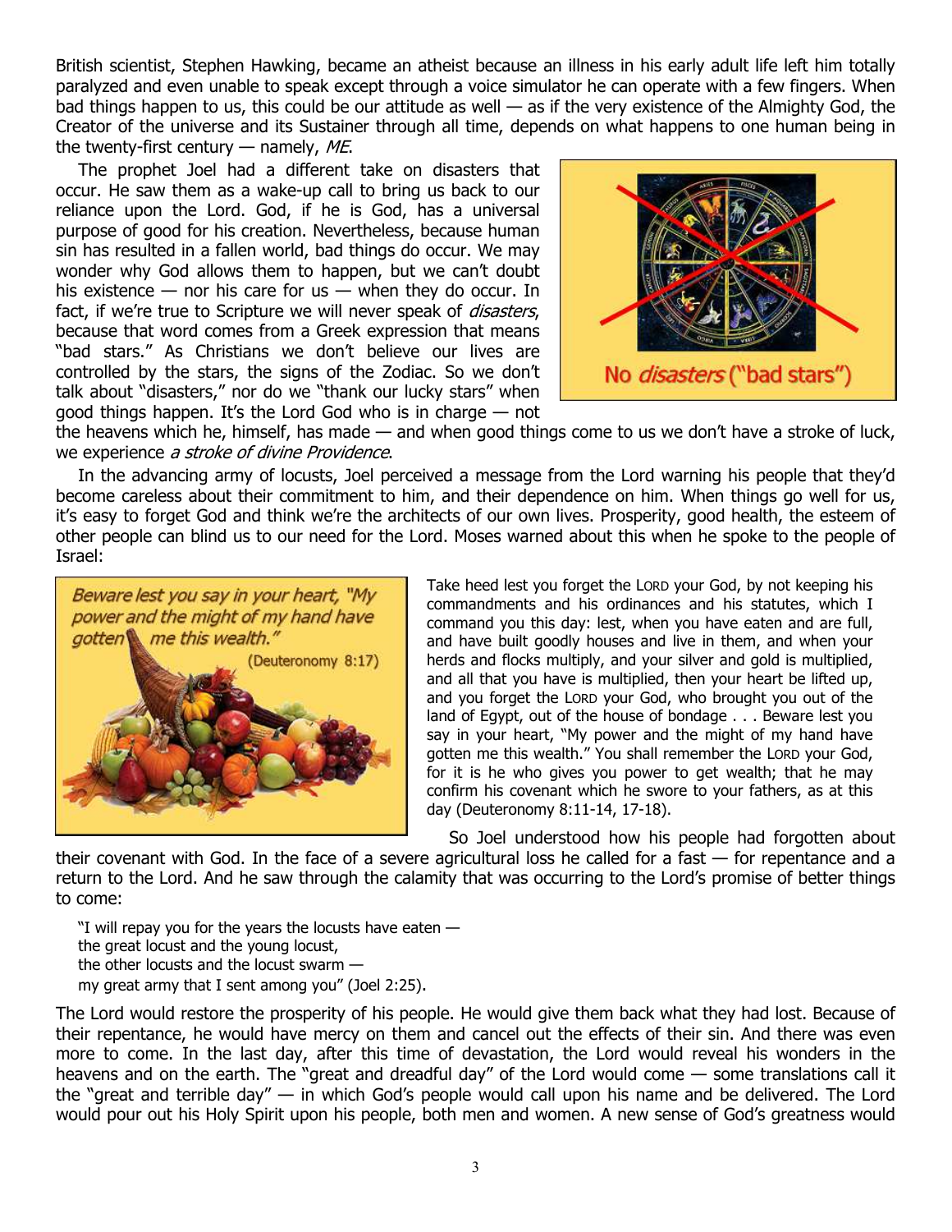British scientist, Stephen Hawking, became an atheist because an illness in his early adult life left him totally paralyzed and even unable to speak except through a voice simulator he can operate with a few fingers. When bad things happen to us, this could be our attitude as well — as if the very existence of the Almighty God, the Creator of the universe and its Sustainer through all time, depends on what happens to one human being in the twenty-first century — namely, *ME*.

The prophet Joel had a different take on disasters that occur. He saw them as a wake-up call to bring us back to our reliance upon the Lord. God, if he is God, has a universal purpose of good for his creation. Nevertheless, because human sin has resulted in a fallen world, bad things do occur. We may wonder why God allows them to happen, but we can't doubt his existence — nor his care for us — when they do occur. In fact, if we're true to Scripture we will never speak of *disasters*, because that word comes from a Greek expression that means "bad stars." As Christians we don't believe our lives are controlled by the stars, the signs of the Zodiac. So we don't talk about "disasters," nor do we "thank our lucky stars" when good things happen. It's the Lord God who is in charge — not the heavens which he, himself, has made — and when good things come to us we don't have a stroke of luck, we experience *a stroke of divine Providence*.

No *disasters* ("bad stars")

In the advancing army of locusts, Joel perceived a message from the Lord warning his people that they'd become careless about their commitment to him, and their dependence on him. When things go well for us, it's easy to forget God and think we're the architects of our own lives. Prosperity, good health, the esteem of other people can blind us to our need for the Lord. Moses warned about this when he spoke to the people of Israel:

*Beware lest you say in your heart, "My power and the might of my hand have gotten me this wealth."* (Deuteronomy 8:17)

Take heed lest you forget the LORD your God, by not keeping his commandments and his ordinances and his statutes, which I command you this day: lest, when you have eaten and are full, and have built goodly houses and live in them, and when your herds and flocks multiply, and your silver and gold is multiplied, and all that you have is multiplied, then your heart be lifted up, and you forget the LORD your God, who brought you out of the land of Egypt, out of the house of bondage . . . Beware lest you say in your heart, "My power and the might of my hand have gotten me this wealth." You shall remember the LORD your God, for it is he who gives you power to get wealth; that he may confirm his covenant which he swore to your fathers, as at this day (Deuteronomy 8:11-14, 17-18).

So Joel understood how his people had forgotten about their covenant with God. In the face of a severe agricultural loss he called for a fast — for repentance and a return to the Lord. And he saw through the calamity that was occurring to the Lord's promise of better things to come:

> "I will repay you for the years the locusts have eaten —
> the great locust and the young locust,
> the other locusts and the locust swarm —
> my great army that I sent among you" (Joel 2:25).

The Lord would restore the prosperity of his people. He would give them back what they had lost. Because of their repentance, he would have mercy on them and cancel out the effects of their sin. And there was even more to come. In the last day, after this time of devastation, the Lord would reveal his wonders in the heavens and on the earth. The "great and dreadful day" of the Lord would come — some translations call it the "great and terrible day" — in which God's people would call upon his name and be delivered. The Lord would pour out his Holy Spirit upon his people, both men and women. A new sense of God's greatness would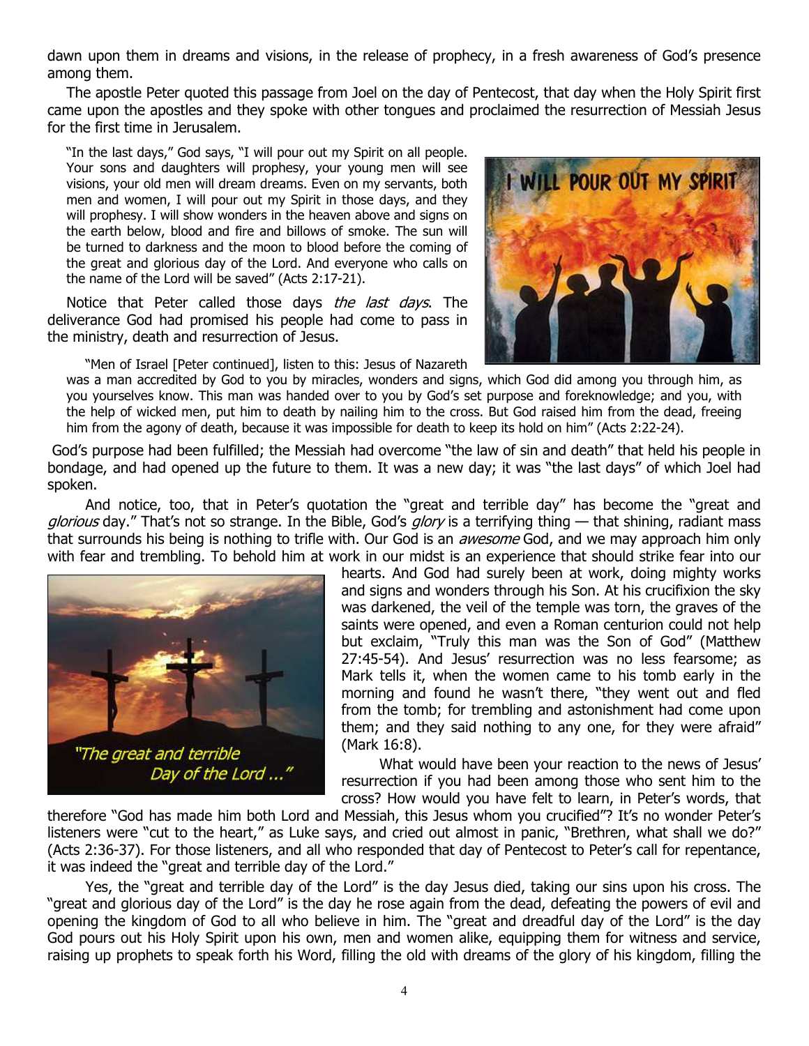dawn upon them in dreams and visions, in the release of prophecy, in a fresh awareness of God's presence among them.

The apostle Peter quoted this passage from Joel on the day of Pentecost, that day when the Holy Spirit first came upon the apostles and they spoke with other tongues and proclaimed the resurrection of Messiah Jesus for the first time in Jerusalem.

> "In the last days," God says, "I will pour out my Spirit on all people. Your sons and daughters will prophesy, your young men will see visions, your old men will dream dreams. Even on my servants, both men and women, I will pour out my Spirit in those days, and they will prophesy. I will show wonders in the heaven above and signs on the earth below, blood and fire and billows of smoke. The sun will be turned to darkness and the moon to blood before the coming of the great and glorious day of the Lord. And everyone who calls on the name of the Lord will be saved" (Acts 2:17-21).

Notice that Peter called those days *the last days*. The deliverance God had promised his people had come to pass in the ministry, death and resurrection of Jesus.

> "Men of Israel [Peter continued], listen to this: Jesus of Nazareth was a man accredited by God to you by miracles, wonders and signs, which God did among you through him, as you yourselves know. This man was handed over to you by God's set purpose and foreknowledge; and you, with the help of wicked men, put him to death by nailing him to the cross. But God raised him from the dead, freeing him from the agony of death, because it was impossible for death to keep its hold on him" (Acts 2:22-24).

God's purpose had been fulfilled; the Messiah had overcome "the law of sin and death" that held his people in bondage, and had opened up the future to them. It was a new day; it was "the last days" of which Joel had spoken.

And notice, too, that in Peter's quotation the "great and terrible day" has become the "great and *glorious* day." That's not so strange. In the Bible, God's *glory* is a terrifying thing — that shining, radiant mass that surrounds his being is nothing to trifle with. Our God is an *awesome* God, and we may approach him only with fear and trembling. To behold him at work in our midst is an experience that should strike fear into our hearts. And God had surely been at work, doing mighty works and signs and wonders through his Son. At his crucifixion the sky was darkened, the veil of the temple was torn, the graves of the saints were opened, and even a Roman centurion could not help but exclaim, "Truly this man was the Son of God" (Matthew 27:45-54). And Jesus' resurrection was no less fearsome; as Mark tells it, when the women came to his tomb early in the morning and found he wasn't there, "they went out and fled from the tomb; for trembling and astonishment had come upon them; and they said nothing to any one, for they were afraid" (Mark 16:8).

"The great and terrible Day of the Lord ..."

What would have been your reaction to the news of Jesus' resurrection if you had been among those who sent him to the cross? How would you have felt to learn, in Peter's words, that therefore "God has made him both Lord and Messiah, this Jesus whom you crucified"? It's no wonder Peter's listeners were "cut to the heart," as Luke says, and cried out almost in panic, "Brethren, what shall we do?" (Acts 2:36-37). For those listeners, and all who responded that day of Pentecost to Peter's call for repentance, it was indeed the "great and terrible day of the Lord."

Yes, the "great and terrible day of the Lord" is the day Jesus died, taking our sins upon his cross. The "great and glorious day of the Lord" is the day he rose again from the dead, defeating the powers of evil and opening the kingdom of God to all who believe in him. The "great and dreadful day of the Lord" is the day God pours out his Holy Spirit upon his own, men and women alike, equipping them for witness and service, raising up prophets to speak forth his Word, filling the old with dreams of the glory of his kingdom, filling the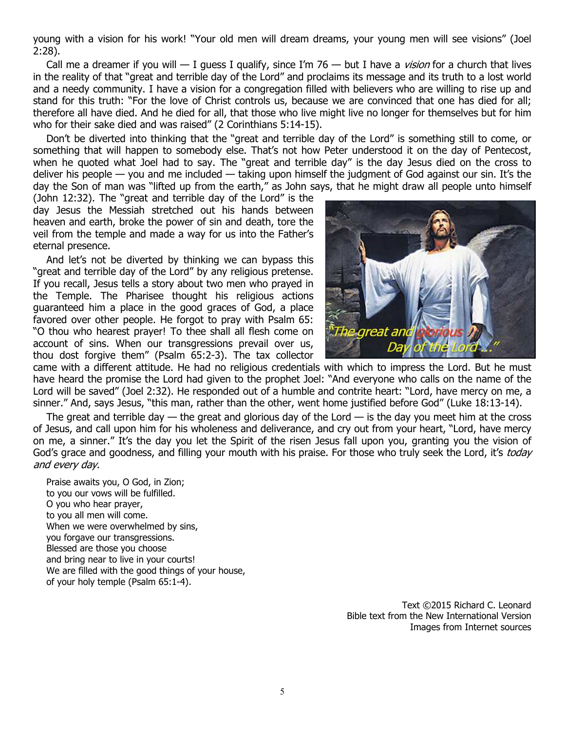young with a vision for his work! "Your old men will dream dreams, your young men will see visions" (Joel 2:28).

Call me a dreamer if you will — I guess I qualify, since I'm 76 — but I have a *vision* for a church that lives in the reality of that "great and terrible day of the Lord" and proclaims its message and its truth to a lost world and a needy community. I have a vision for a congregation filled with believers who are willing to rise up and stand for this truth: "For the love of Christ controls us, because we are convinced that one has died for all; therefore all have died. And he died for all, that those who live might live no longer for themselves but for him who for their sake died and was raised" (2 Corinthians 5:14-15).

Don't be diverted into thinking that the "great and terrible day of the Lord" is something still to come, or something that will happen to somebody else. That's not how Peter understood it on the day of Pentecost, when he quoted what Joel had to say. The "great and terrible day" is the day Jesus died on the cross to deliver his people — you and me included — taking upon himself the judgment of God against our sin. It's the day the Son of man was "lifted up from the earth," as John says, that he might draw all people unto himself (John 12:32). The "great and terrible day of the Lord" is the day Jesus the Messiah stretched out his hands between heaven and earth, broke the power of sin and death, tore the veil from the temple and made a way for us into the Father's eternal presence.

And let's not be diverted by thinking we can bypass this "great and terrible day of the Lord" by any religious pretense. If you recall, Jesus tells a story about two men who prayed in the Temple. The Pharisee thought his religious actions guaranteed him a place in the good graces of God, a place favored over other people. He forgot to pray with Psalm 65: "O thou who hearest prayer! To thee shall all flesh come on account of sins. When our transgressions prevail over us, thou dost forgive them" (Psalm 65:2-3). The tax collector came with a different attitude. He had no religious credentials with which to impress the Lord. But he must have heard the promise the Lord had given to the prophet Joel: "And everyone who calls on the name of the Lord will be saved" (Joel 2:32). He responded out of a humble and contrite heart: "Lord, have mercy on me, a sinner." And, says Jesus, "this man, rather than the other, went home justified before God" (Luke 18:13-14).

"The great and glorious Day of the Lord ..."

The great and terrible day — the great and glorious day of the Lord — is the day you meet him at the cross of Jesus, and call upon him for his wholeness and deliverance, and cry out from your heart, "Lord, have mercy on me, a sinner." It's the day you let the Spirit of the risen Jesus fall upon you, granting you the vision of God's grace and goodness, and filling your mouth with his praise. For those who truly seek the Lord, it's *today and every day*.

Praise awaits you, O God, in Zion;
to you our vows will be fulfilled.
O you who hear prayer,
to you all men will come.
When we were overwhelmed by sins,
you forgave our transgressions.
Blessed are those you choose
and bring near to live in your courts!
We are filled with the good things of your house,
of your holy temple (Psalm 65:1-4).

Text ©2015 Richard C. Leonard
Bible text from the New International Version
Images from Internet sources